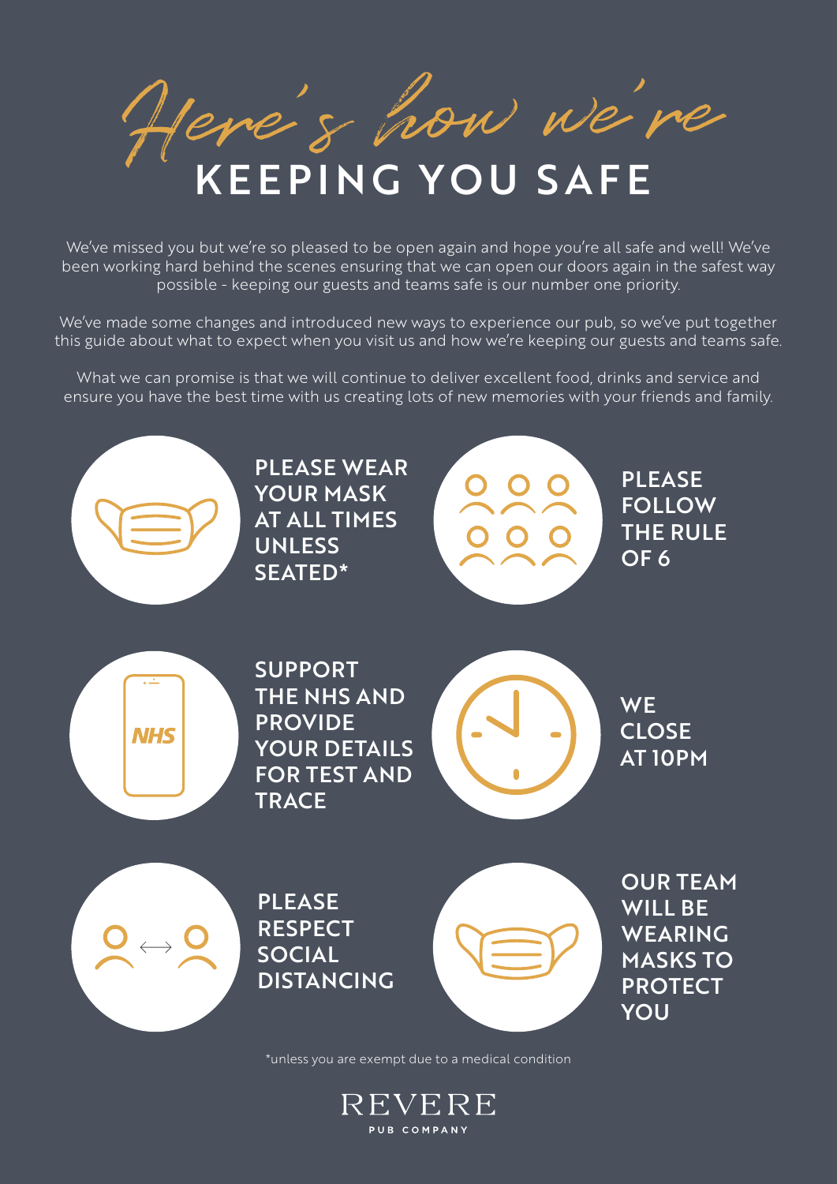# *Here's how we're* KEEPING YOU SAFE

We've missed you but we're so pleased to be open again and hope you're all safe and well! We've been working hard behind the scenes ensuring that we can open our doors again in the safest way possible - keeping our guests and teams safe is our number one priority.

We've made some changes and introduced new ways to experience our pub, so we've put together this guide about what to expect when you visit us and how we're keeping our guests and teams safe.

What we can promise is that we will continue to deliver excellent food, drinks and service and ensure you have the best time with us creating lots of new memories with your friends and family.

**PLEASE WEAR YOUR MASK AT ALL TIMES UNLESS SEATED***

**PLEASE FOLLOW THE RULE OF 6**

**SUPPORT THE NHS AND PROVIDE YOUR DETAILS FOR TEST AND TRACE**

**WE CLOSE AT 10PM**

**PLEASE RESPECT SOCIAL DISTANCING**

**OUR TEAM WILL BE WEARING MASKS TO PROTECT YOU**

*unless you are exempt due to a medical condition

REVERE
PUB COMPANY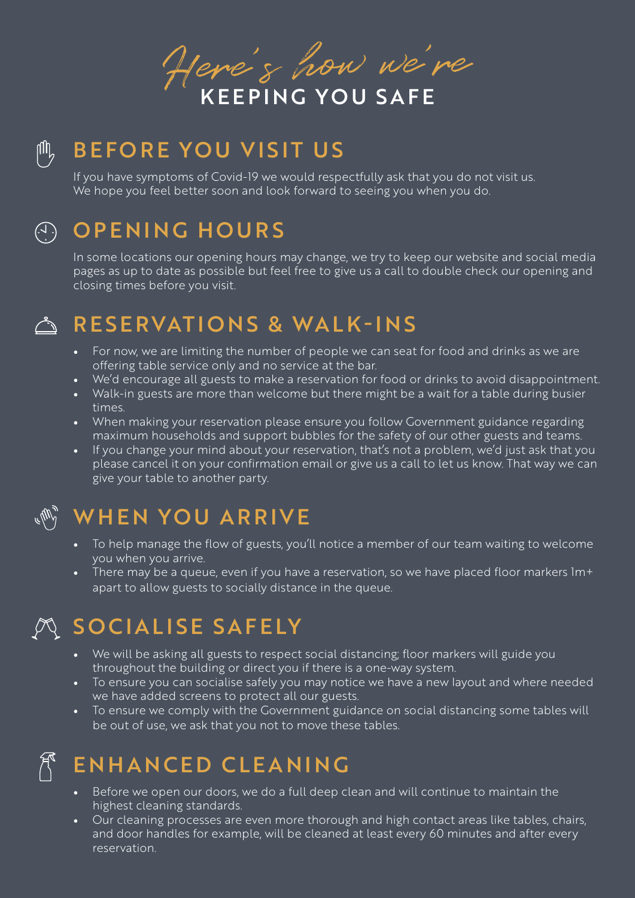# *Here's how we're* KEEPING YOU SAFE

## BEFORE YOU VISIT US

If you have symptoms of Covid-19 we would respectfully ask that you do not visit us. We hope you feel better soon and look forward to seeing you when you do.

## OPENING HOURS

In some locations our opening hours may change, we try to keep our website and social media pages as up to date as possible but feel free to give us a call to double check our opening and closing times before you visit.

## RESERVATIONS & WALK-INS

- For now, we are limiting the number of people we can seat for food and drinks as we are offering table service only and no service at the bar.
- We'd encourage all guests to make a reservation for food or drinks to avoid disappointment.
- Walk-in guests are more than welcome but there might be a wait for a table during busier times.
- When making your reservation please ensure you follow Government guidance regarding maximum households and support bubbles for the safety of our other guests and teams.
- If you change your mind about your reservation, that's not a problem, we'd just ask that you please cancel it on your confirmation email or give us a call to let us know. That way we can give your table to another party.

## WHEN YOU ARRIVE

- To help manage the flow of guests, you'll notice a member of our team waiting to welcome you when you arrive.
- There may be a queue, even if you have a reservation, so we have placed floor markers 1m+ apart to allow guests to socially distance in the queue.

## SOCIALISE SAFELY

- We will be asking all guests to respect social distancing; floor markers will guide you throughout the building or direct you if there is a one-way system.
- To ensure you can socialise safely you may notice we have a new layout and where needed we have added screens to protect all our guests.
- To ensure we comply with the Government guidance on social distancing some tables will be out of use, we ask that you not to move these tables.

## ENHANCED CLEANING

- Before we open our doors, we do a full deep clean and will continue to maintain the highest cleaning standards.
- Our cleaning processes are even more thorough and high contact areas like tables, chairs, and door handles for example, will be cleaned at least every 60 minutes and after every reservation.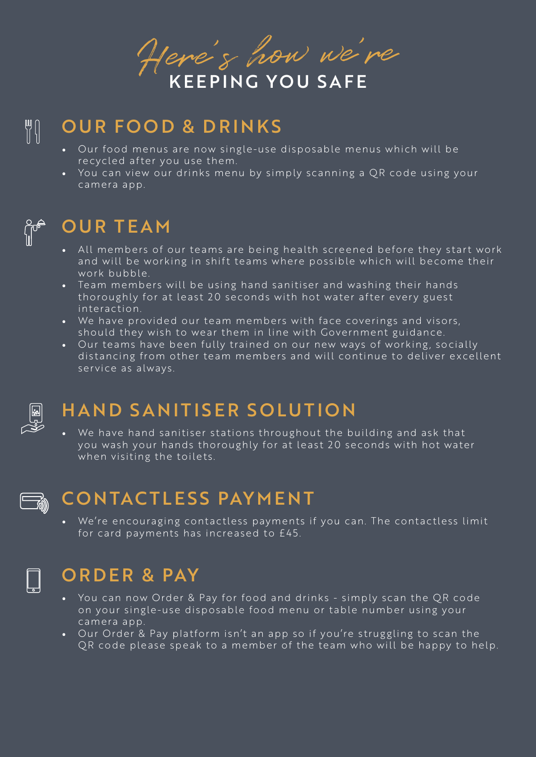# *Here's how we're* KEEPING YOU SAFE

## OUR FOOD & DRINKS

- Our food menus are now single-use disposable menus which will be recycled after you use them.
- You can view our drinks menu by simply scanning a QR code using your camera app.

## OUR TEAM

- All members of our teams are being health screened before they start work and will be working in shift teams where possible which will become their work bubble.
- Team members will be using hand sanitiser and washing their hands thoroughly for at least 20 seconds with hot water after every guest interaction.
- We have provided our team members with face coverings and visors, should they wish to wear them in line with Government guidance.
- Our teams have been fully trained on our new ways of working, socially distancing from other team members and will continue to deliver excellent service as always.

## HAND SANITISER SOLUTION

- We have hand sanitiser stations throughout the building and ask that you wash your hands thoroughly for at least 20 seconds with hot water when visiting the toilets.

## CONTACTLESS PAYMENT

- We're encouraging contactless payments if you can. The contactless limit for card payments has increased to £45.

## ORDER & PAY

- You can now Order & Pay for food and drinks - simply scan the QR code on your single-use disposable food menu or table number using your camera app.
- Our Order & Pay platform isn't an app so if you're struggling to scan the QR code please speak to a member of the team who will be happy to help.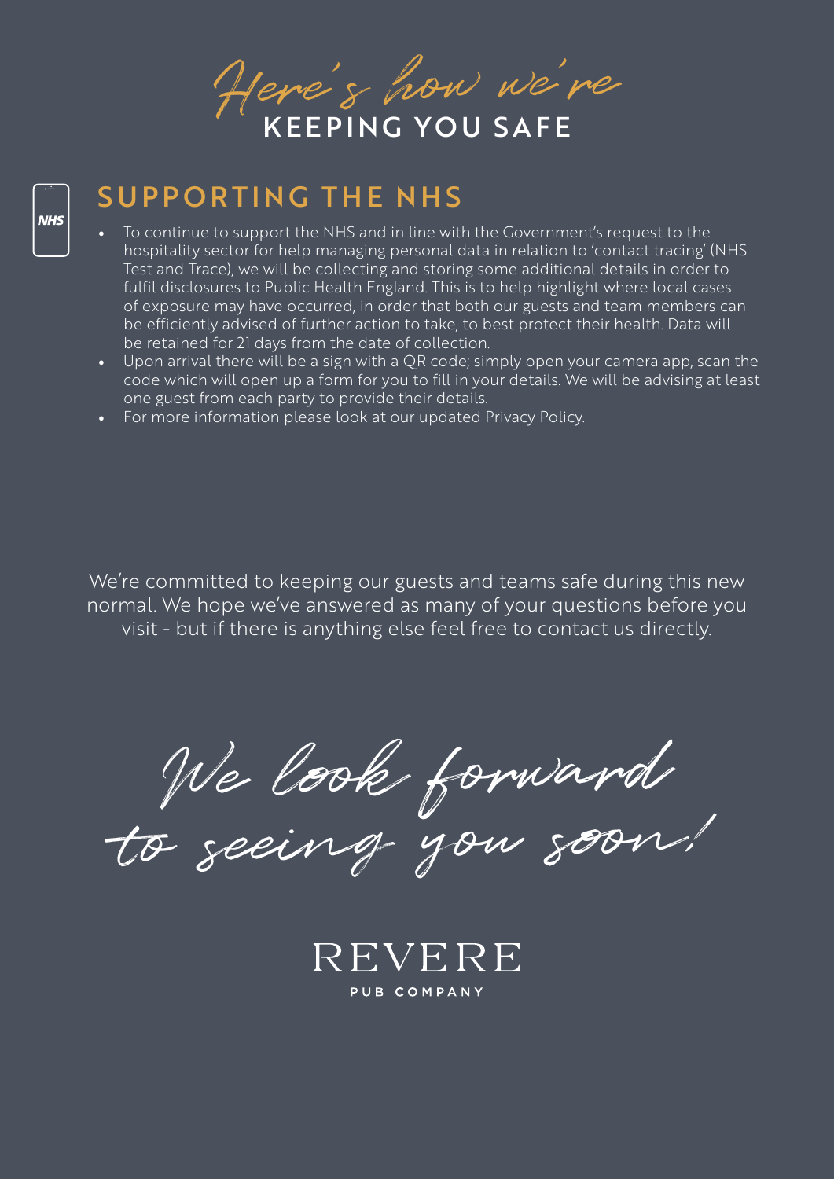# Here's how we're KEEPING YOU SAFE

## SUPPORTING THE NHS

- To continue to support the NHS and in line with the Government's request to the hospitality sector for help managing personal data in relation to 'contact tracing' (NHS Test and Trace), we will be collecting and storing some additional details in order to fulfil disclosures to Public Health England. This is to help highlight where local cases of exposure may have occurred, in order that both our guests and team members can be efficiently advised of further action to take, to best protect their health. Data will be retained for 21 days from the date of collection.
- Upon arrival there will be a sign with a QR code; simply open your camera app, scan the code which will open up a form for you to fill in your details. We will be advising at least one guest from each party to provide their details.
- For more information please look at our updated Privacy Policy.

We're committed to keeping our guests and teams safe during this new normal. We hope we've answered as many of your questions before you visit - but if there is anything else feel free to contact us directly.

*We look forward to seeing you soon!*

REVERE
PUB COMPANY